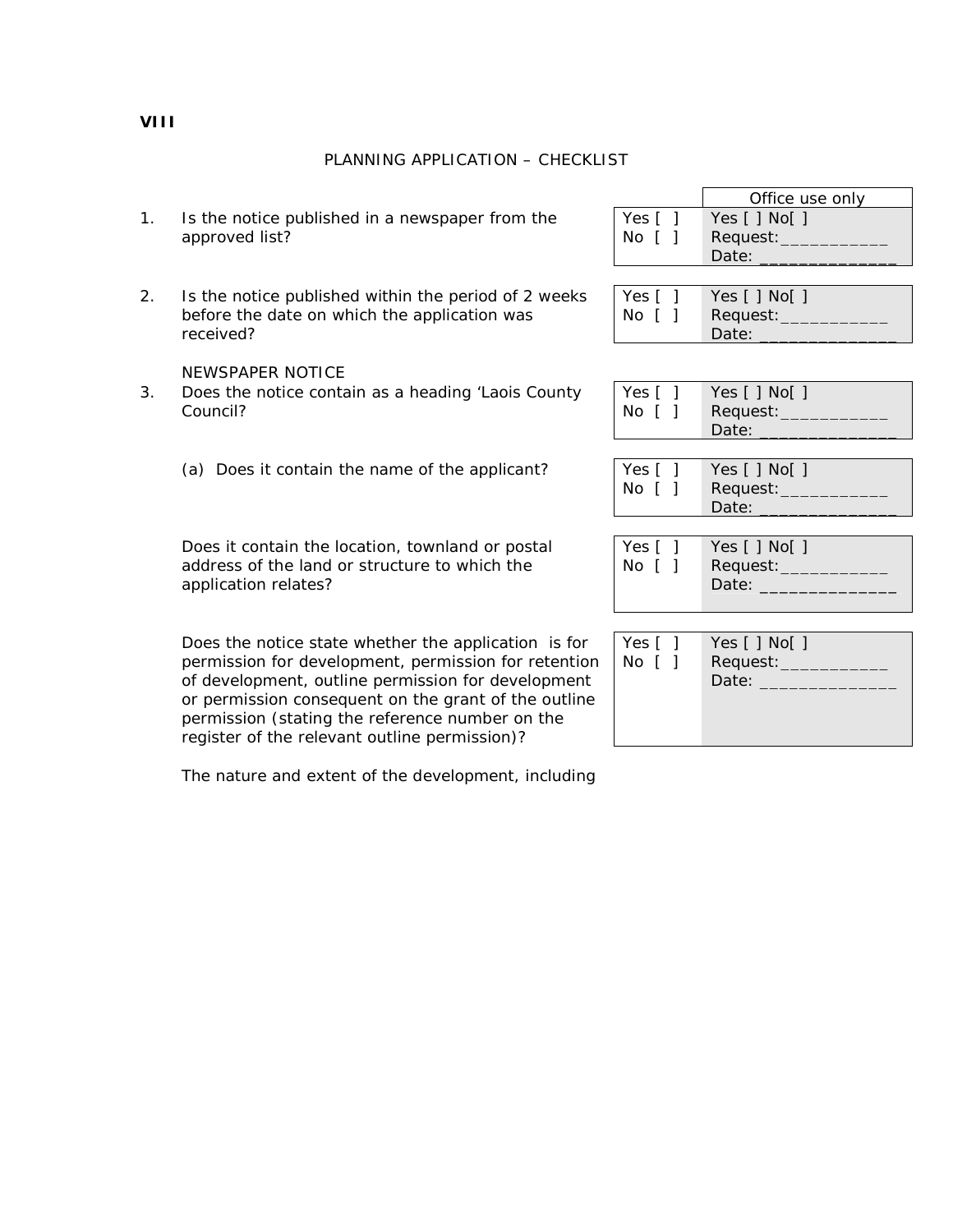**VIII**

## PLANNING APPLICATION – CHECKLIST

| | | | Office use only |
|---|---|---|---|
| 1. | Is the notice published in a newspaper from the approved list? | Yes [ ]<br>No [ ] | Yes [ ] No[ ]<br>Request:___________<br>Date: ______________ |
| 2. | Is the notice published within the period of 2 weeks before the date on which the application was received? | Yes [ ]<br>No [ ] | Yes [ ] No[ ]<br>Request:___________<br>Date: ______________ |
| | NEWSPAPER NOTICE | | |
| 3. | Does the notice contain as a heading 'Laois County Council? | Yes [ ]<br>No [ ] | Yes [ ] No[ ]<br>Request:___________<br>Date: ______________ |
| | (a) Does it contain the name of the applicant? | Yes [ ]<br>No [ ] | Yes [ ] No[ ]<br>Request:___________<br>Date: ______________ |
| | Does it contain the location, townland or postal address of the land or structure to which the application relates? | Yes [ ]<br>No [ ] | Yes [ ] No[ ]<br>Request:___________<br>Date: ______________ |
| | Does the notice state whether the application is for permission for development, permission for retention of development, outline permission for development or permission consequent on the grant of the outline permission (stating the reference number on the register of the relevant outline permission)? | Yes [ ]<br>No [ ] | Yes [ ] No[ ]<br>Request:___________<br>Date: ______________ |

The nature and extent of the development, including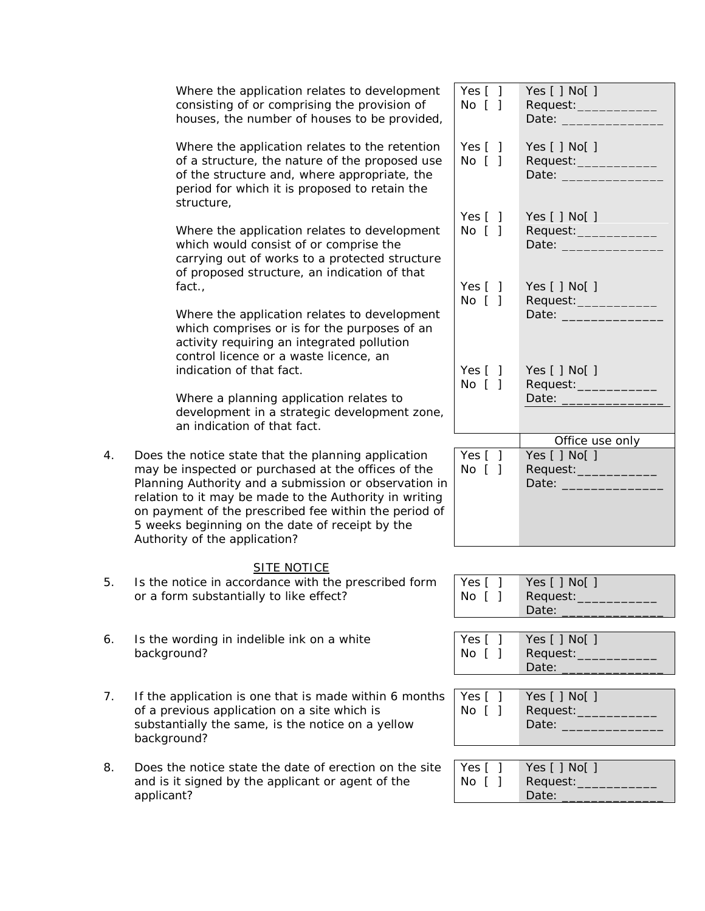| | | |
|---|---|---|
| Where the application relates to development consisting of or comprising the provision of houses, the number of houses to be provided, | Yes [ ]<br>No [ ] | Yes [ ] No[ ]<br>Request:___________<br>Date: ______________ |
| Where the application relates to the retention of a structure, the nature of the proposed use of the structure and, where appropriate, the period for which it is proposed to retain the structure, | Yes [ ]<br>No [ ] | Yes [ ] No[ ]<br>Request:___________<br>Date: ______________ |
| Where the application relates to development which would consist of or comprise the carrying out of works to a protected structure of proposed structure, an indication of that fact., | Yes [ ]<br>No [ ] | Yes [ ] No[ ]<br>Request:___________<br>Date: ______________ |
| Where the application relates to development which comprises or is for the purposes of an activity requiring an integrated pollution control licence or a waste licence, an indication of that fact. | Yes [ ]<br>No [ ] | Yes [ ] No[ ]<br>Request:___________<br>Date: ______________ |
| Where a planning application relates to development in a strategic development zone, an indication of that fact. | Yes [ ]<br>No [ ] | Yes [ ] No[ ]<br>Request:___________<br>Date: ______________ |

| | | Office use only |
|---|---|---|
| 4. Does the notice state that the planning application may be inspected or purchased at the offices of the Planning Authority and a submission or observation in relation to it may be made to the Authority in writing on payment of the prescribed fee within the period of 5 weeks beginning on the date of receipt by the Authority of the application? | Yes [ ]<br>No [ ] | Yes [ ] No[ ]<br>Request:___________<br>Date: ______________ |

<u>SITE NOTICE</u>

| | | |
|---|---|---|
| 5. Is the notice in accordance with the prescribed form or a form substantially to like effect? | Yes [ ]<br>No [ ] | Yes [ ] No[ ]<br>Request:___________<br>Date: ______________ |
| 6. Is the wording in indelible ink on a white background? | Yes [ ]<br>No [ ] | Yes [ ] No[ ]<br>Request:___________<br>Date: ______________ |
| 7. If the application is one that is made within 6 months of a previous application on a site which is substantially the same, is the notice on a yellow background? | Yes [ ]<br>No [ ] | Yes [ ] No[ ]<br>Request:___________<br>Date: ______________ |
| 8. Does the notice state the date of erection on the site and is it signed by the applicant or agent of the applicant? | Yes [ ]<br>No [ ] | Yes [ ] No[ ]<br>Request:___________<br>Date: ______________ |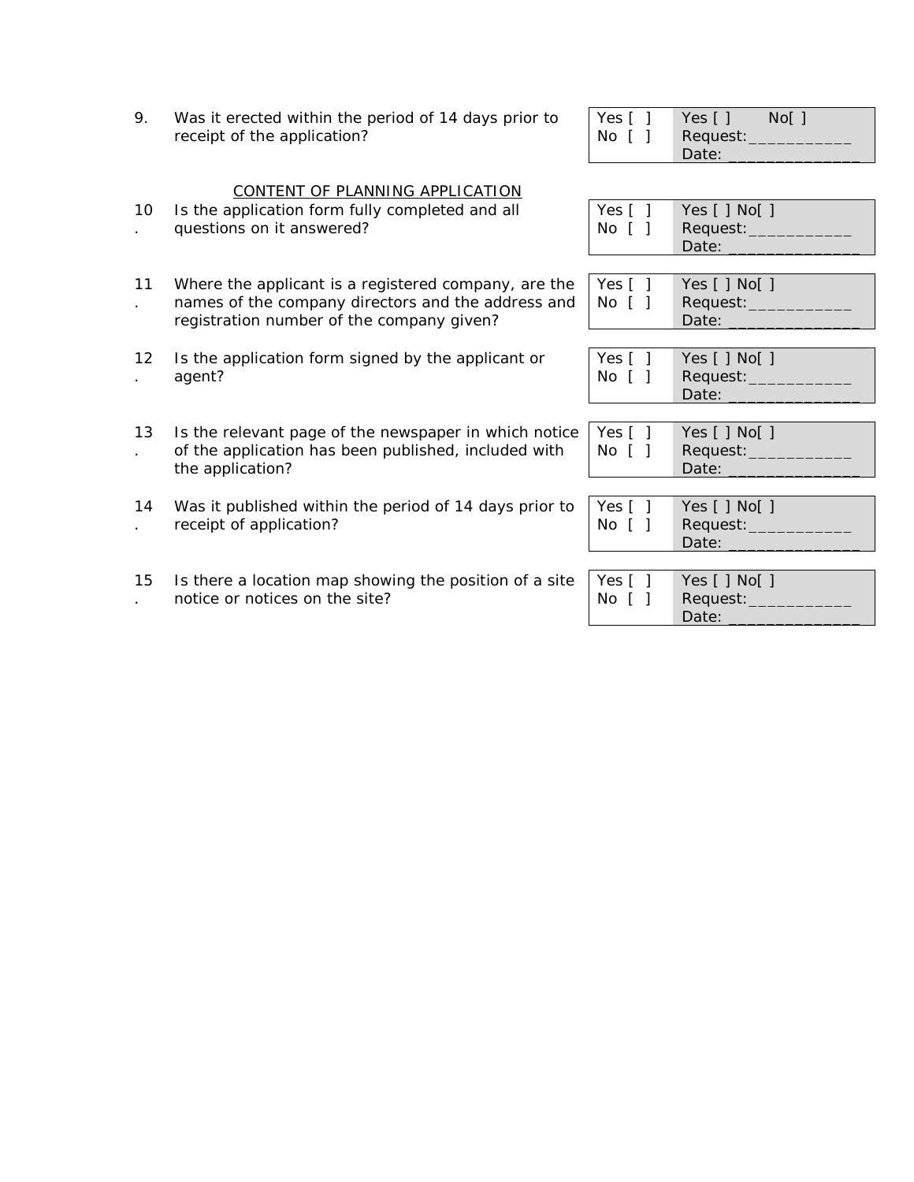| | | | |
|---|---|---|---|
| 9. | Was it erected within the period of 14 days prior to receipt of the application? | Yes [ ]<br>No [ ] | Yes [ ]    No[ ]<br>Request:___________<br>Date: ______________ |

<u>CONTENT OF PLANNING APPLICATION</u>

| | | | |
|---|---|---|---|
| 10. | Is the application form fully completed and all questions on it answered? | Yes [ ]<br>No [ ] | Yes [ ] No[ ]<br>Request:___________<br>Date: ______________ |
| 11. | Where the applicant is a registered company, are the names of the company directors and the address and registration number of the company given? | Yes [ ]<br>No [ ] | Yes [ ] No[ ]<br>Request:___________<br>Date: ______________ |
| 12. | Is the application form signed by the applicant or agent? | Yes [ ]<br>No [ ] | Yes [ ] No[ ]<br>Request:___________<br>Date: ______________ |
| 13. | Is the relevant page of the newspaper in which notice of the application has been published, included with the application? | Yes [ ]<br>No [ ] | Yes [ ] No[ ]<br>Request:___________<br>Date: ______________ |
| 14. | Was it published within the period of 14 days prior to receipt of application? | Yes [ ]<br>No [ ] | Yes [ ] No[ ]<br>Request:___________<br>Date: ______________ |
| 15. | Is there a location map showing the position of a site notice or notices on the site? | Yes [ ]<br>No [ ] | Yes [ ] No[ ]<br>Request:___________<br>Date: ______________ |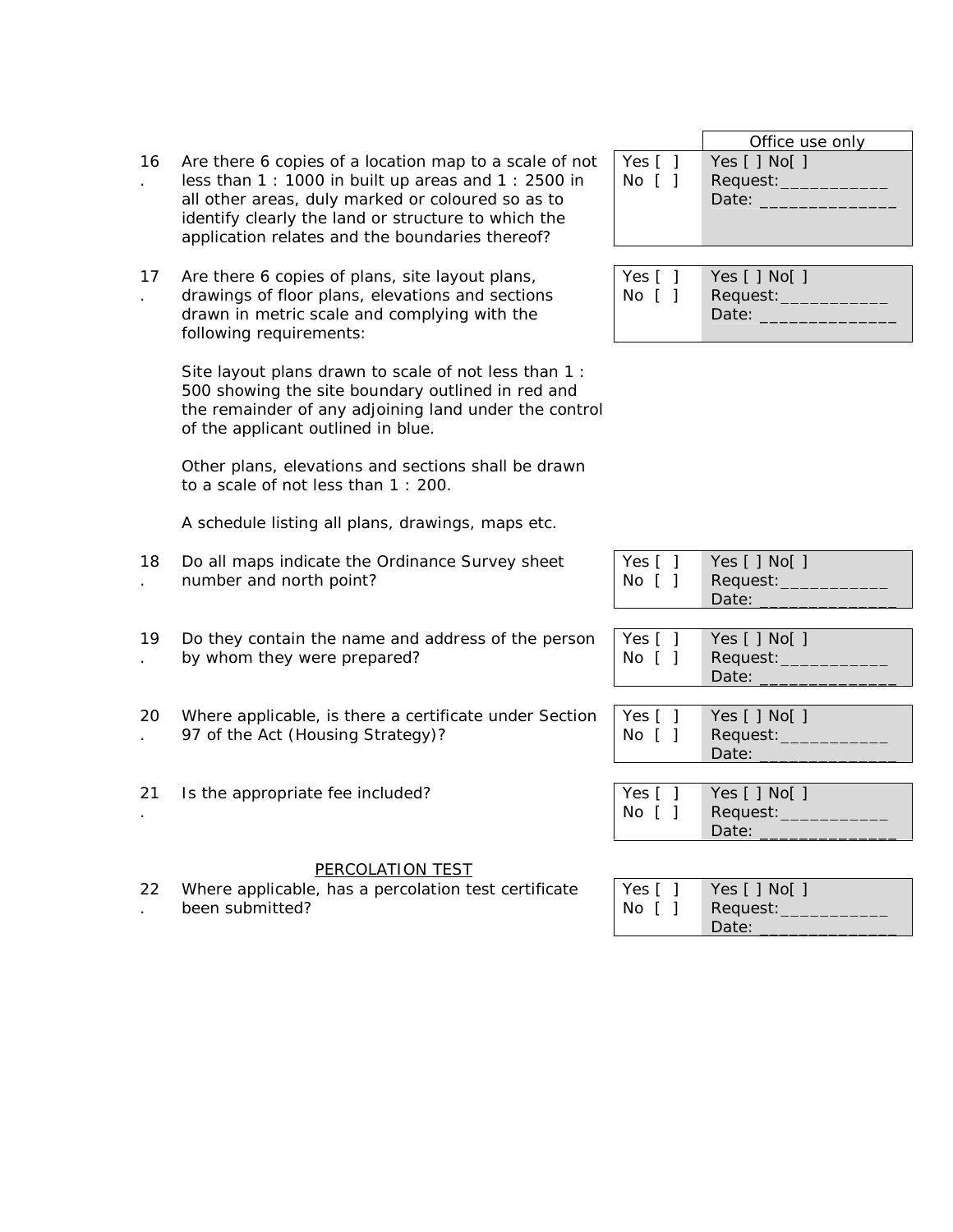| | | Yes/No | Office use only |
|---|---|---|---|
| 16. | Are there 6 copies of a location map to a scale of not less than 1 : 1000 in built up areas and 1 : 2500 in all other areas, duly marked or coloured so as to identify clearly the land or structure to which the application relates and the boundaries thereof? | Yes [ ] No [ ] | Yes [ ] No[ ] Request:___________ Date: ______________ |
| 17. | Are there 6 copies of plans, site layout plans, drawings of floor plans, elevations and sections drawn in metric scale and complying with the following requirements:<br><br>Site layout plans drawn to scale of not less than 1 : 500 showing the site boundary outlined in red and the remainder of any adjoining land under the control of the applicant outlined in blue.<br><br>Other plans, elevations and sections shall be drawn to a scale of not less than 1 : 200.<br><br>A schedule listing all plans, drawings, maps etc. | Yes [ ] No [ ] | Yes [ ] No[ ] Request:___________ Date: ______________ |
| 18. | Do all maps indicate the Ordinance Survey sheet number and north point? | Yes [ ] No [ ] | Yes [ ] No[ ] Request:___________ Date: ______________ |
| 19. | Do they contain the name and address of the person by whom they were prepared? | Yes [ ] No [ ] | Yes [ ] No[ ] Request:___________ Date: ______________ |
| 20. | Where applicable, is there a certificate under Section 97 of the Act (Housing Strategy)? | Yes [ ] No [ ] | Yes [ ] No[ ] Request:___________ Date: ______________ |
| 21. | Is the appropriate fee included? | Yes [ ] No [ ] | Yes [ ] No[ ] Request:___________ Date: ______________ |

PERCOLATION TEST

| | | | |
|---|---|---|---|
| 22. | Where applicable, has a percolation test certificate been submitted? | Yes [ ] No [ ] | Yes [ ] No[ ] Request:___________ Date: ______________ |